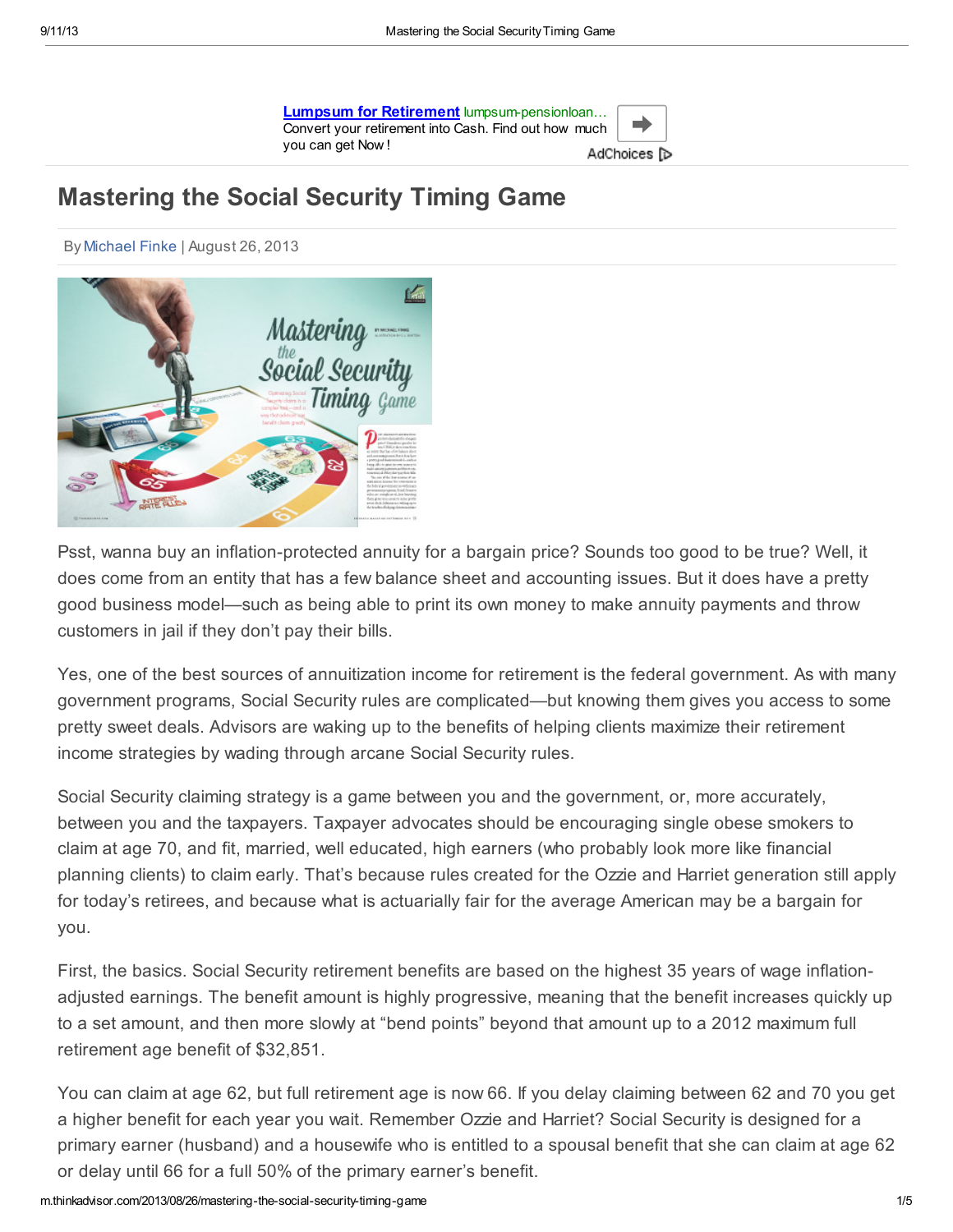# Mastering the Social Security Timing Game

By Michael Finke | August 26, 2013

Psst, wanna buy an inflation-protected annuity for a bargain price? Sounds too good to be true? Well, it does come from an entity that has a few balance sheet and accounting issues. But it does have a pretty good business model—such as being able to print its own money to make annuity payments and throw customers in jail if they don't pay their bills.

Yes, one of the best sources of annuitization income for retirement is the federal government. As with many government programs, Social Security rules are complicated—but knowing them gives you access to some pretty sweet deals. Advisors are waking up to the benefits of helping clients maximize their retirement income strategies by wading through arcane Social Security rules.

Social Security claiming strategy is a game between you and the government, or, more accurately, between you and the taxpayers. Taxpayer advocates should be encouraging single obese smokers to claim at age 70, and fit, married, well educated, high earners (who probably look more like financial planning clients) to claim early. That's because rules created for the Ozzie and Harriet generation still apply for today's retirees, and because what is actuarially fair for the average American may be a bargain for you.

First, the basics. Social Security retirement benefits are based on the highest 35 years of wage inflation-adjusted earnings. The benefit amount is highly progressive, meaning that the benefit increases quickly up to a set amount, and then more slowly at "bend points" beyond that amount up to a 2012 maximum full retirement age benefit of $32,851.

You can claim at age 62, but full retirement age is now 66. If you delay claiming between 62 and 70 you get a higher benefit for each year you wait. Remember Ozzie and Harriet? Social Security is designed for a primary earner (husband) and a housewife who is entitled to a spousal benefit that she can claim at age 62 or delay until 66 for a full 50% of the primary earner's benefit.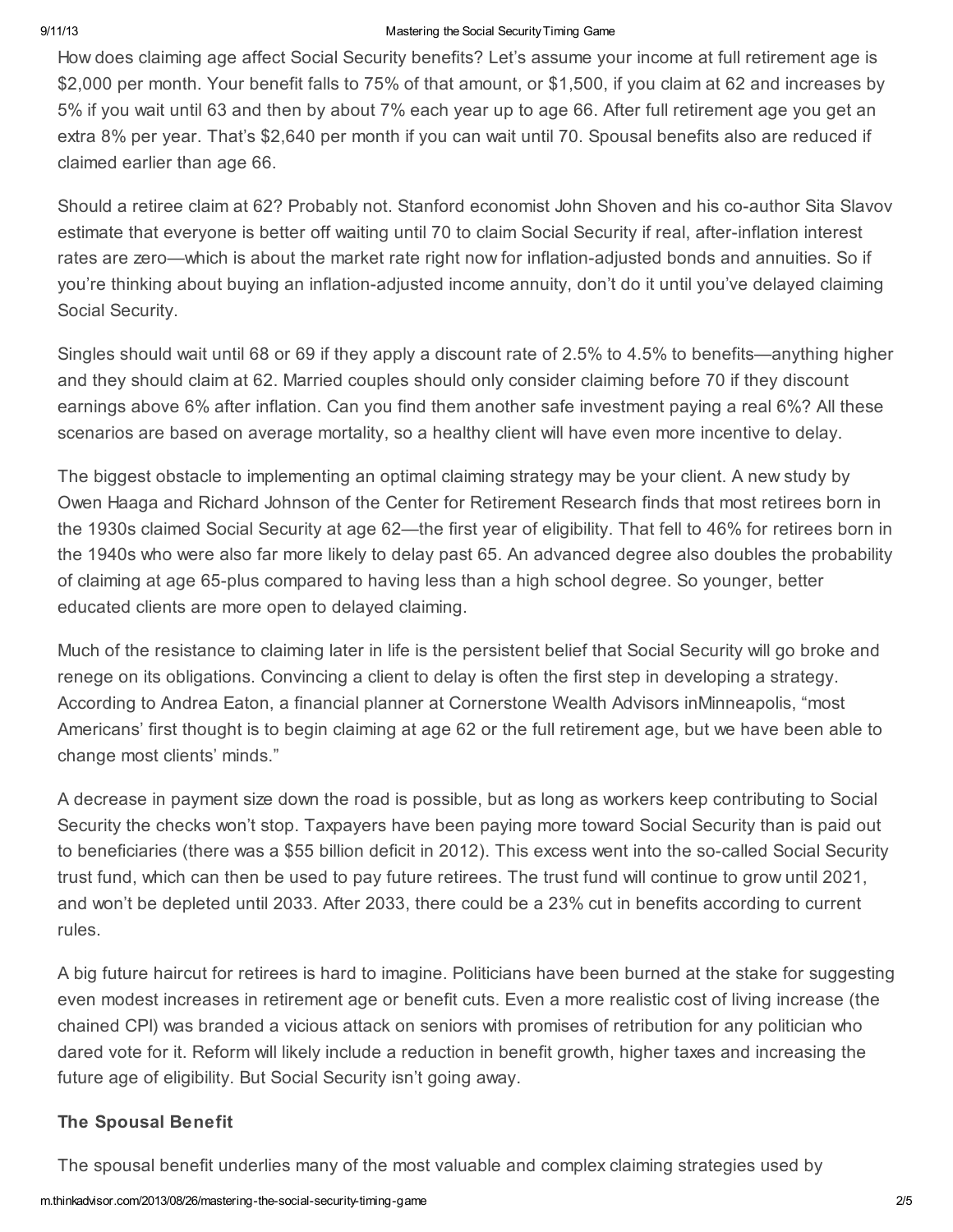How does claiming age affect Social Security benefits? Let's assume your income at full retirement age is $2,000 per month. Your benefit falls to 75% of that amount, or $1,500, if you claim at 62 and increases by 5% if you wait until 63 and then by about 7% each year up to age 66. After full retirement age you get an extra 8% per year. That's $2,640 per month if you can wait until 70. Spousal benefits also are reduced if claimed earlier than age 66.

Should a retiree claim at 62? Probably not. Stanford economist John Shoven and his co-author Sita Slavov estimate that everyone is better off waiting until 70 to claim Social Security if real, after-inflation interest rates are zero—which is about the market rate right now for inflation-adjusted bonds and annuities. So if you're thinking about buying an inflation-adjusted income annuity, don't do it until you've delayed claiming Social Security.

Singles should wait until 68 or 69 if they apply a discount rate of 2.5% to 4.5% to benefits—anything higher and they should claim at 62. Married couples should only consider claiming before 70 if they discount earnings above 6% after inflation. Can you find them another safe investment paying a real 6%? All these scenarios are based on average mortality, so a healthy client will have even more incentive to delay.

The biggest obstacle to implementing an optimal claiming strategy may be your client. A new study by Owen Haaga and Richard Johnson of the Center for Retirement Research finds that most retirees born in the 1930s claimed Social Security at age 62—the first year of eligibility. That fell to 46% for retirees born in the 1940s who were also far more likely to delay past 65. An advanced degree also doubles the probability of claiming at age 65-plus compared to having less than a high school degree. So younger, better educated clients are more open to delayed claiming.

Much of the resistance to claiming later in life is the persistent belief that Social Security will go broke and renege on its obligations. Convincing a client to delay is often the first step in developing a strategy. According to Andrea Eaton, a financial planner at Cornerstone Wealth Advisors inMinneapolis, "most Americans' first thought is to begin claiming at age 62 or the full retirement age, but we have been able to change most clients' minds."

A decrease in payment size down the road is possible, but as long as workers keep contributing to Social Security the checks won't stop. Taxpayers have been paying more toward Social Security than is paid out to beneficiaries (there was a $55 billion deficit in 2012). This excess went into the so-called Social Security trust fund, which can then be used to pay future retirees. The trust fund will continue to grow until 2021, and won't be depleted until 2033. After 2033, there could be a 23% cut in benefits according to current rules.

A big future haircut for retirees is hard to imagine. Politicians have been burned at the stake for suggesting even modest increases in retirement age or benefit cuts. Even a more realistic cost of living increase (the chained CPI) was branded a vicious attack on seniors with promises of retribution for any politician who dared vote for it. Reform will likely include a reduction in benefit growth, higher taxes and increasing the future age of eligibility. But Social Security isn't going away.

### The Spousal Benefit

The spousal benefit underlies many of the most valuable and complex claiming strategies used by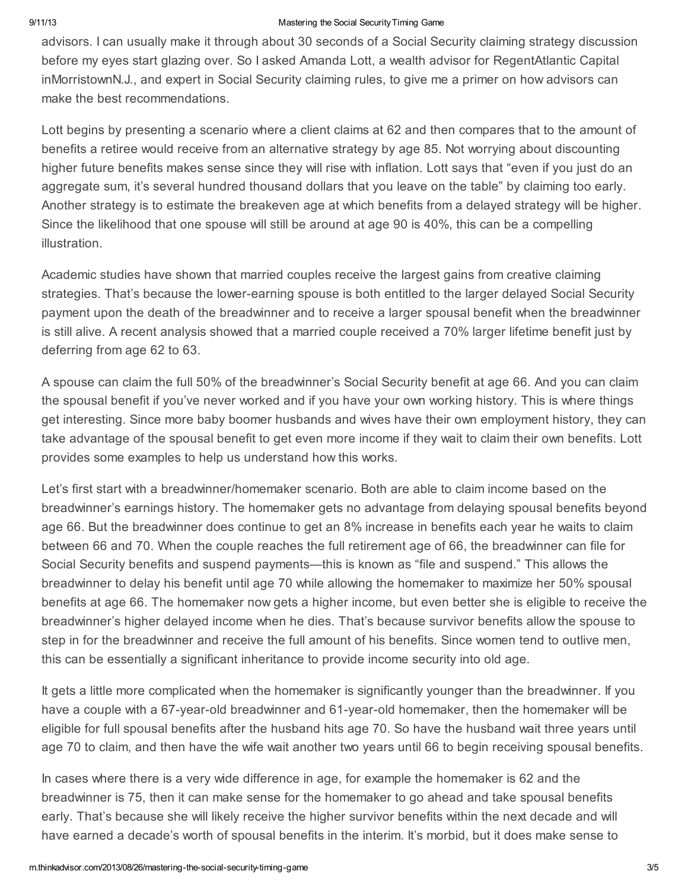advisors. I can usually make it through about 30 seconds of a Social Security claiming strategy discussion before my eyes start glazing over. So I asked Amanda Lott, a wealth advisor for RegentAtlantic Capital inMorristownN.J., and expert in Social Security claiming rules, to give me a primer on how advisors can make the best recommendations.

Lott begins by presenting a scenario where a client claims at 62 and then compares that to the amount of benefits a retiree would receive from an alternative strategy by age 85. Not worrying about discounting higher future benefits makes sense since they will rise with inflation. Lott says that "even if you just do an aggregate sum, it's several hundred thousand dollars that you leave on the table" by claiming too early. Another strategy is to estimate the breakeven age at which benefits from a delayed strategy will be higher. Since the likelihood that one spouse will still be around at age 90 is 40%, this can be a compelling illustration.

Academic studies have shown that married couples receive the largest gains from creative claiming strategies. That's because the lower-earning spouse is both entitled to the larger delayed Social Security payment upon the death of the breadwinner and to receive a larger spousal benefit when the breadwinner is still alive. A recent analysis showed that a married couple received a 70% larger lifetime benefit just by deferring from age 62 to 63.

A spouse can claim the full 50% of the breadwinner's Social Security benefit at age 66. And you can claim the spousal benefit if you've never worked and if you have your own working history. This is where things get interesting. Since more baby boomer husbands and wives have their own employment history, they can take advantage of the spousal benefit to get even more income if they wait to claim their own benefits. Lott provides some examples to help us understand how this works.

Let's first start with a breadwinner/homemaker scenario. Both are able to claim income based on the breadwinner's earnings history. The homemaker gets no advantage from delaying spousal benefits beyond age 66. But the breadwinner does continue to get an 8% increase in benefits each year he waits to claim between 66 and 70. When the couple reaches the full retirement age of 66, the breadwinner can file for Social Security benefits and suspend payments—this is known as "file and suspend." This allows the breadwinner to delay his benefit until age 70 while allowing the homemaker to maximize her 50% spousal benefits at age 66. The homemaker now gets a higher income, but even better she is eligible to receive the breadwinner's higher delayed income when he dies. That's because survivor benefits allow the spouse to step in for the breadwinner and receive the full amount of his benefits. Since women tend to outlive men, this can be essentially a significant inheritance to provide income security into old age.

It gets a little more complicated when the homemaker is significantly younger than the breadwinner. If you have a couple with a 67-year-old breadwinner and 61-year-old homemaker, then the homemaker will be eligible for full spousal benefits after the husband hits age 70. So have the husband wait three years until age 70 to claim, and then have the wife wait another two years until 66 to begin receiving spousal benefits.

In cases where there is a very wide difference in age, for example the homemaker is 62 and the breadwinner is 75, then it can make sense for the homemaker to go ahead and take spousal benefits early. That's because she will likely receive the higher survivor benefits within the next decade and will have earned a decade's worth of spousal benefits in the interim. It's morbid, but it does make sense to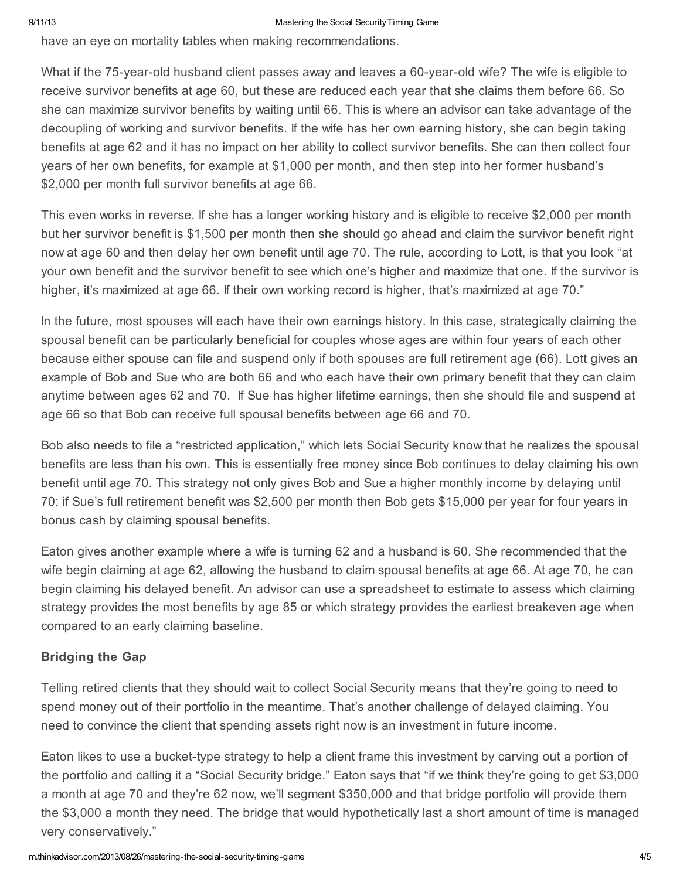have an eye on mortality tables when making recommendations.

What if the 75-year-old husband client passes away and leaves a 60-year-old wife? The wife is eligible to receive survivor benefits at age 60, but these are reduced each year that she claims them before 66. So she can maximize survivor benefits by waiting until 66. This is where an advisor can take advantage of the decoupling of working and survivor benefits. If the wife has her own earning history, she can begin taking benefits at age 62 and it has no impact on her ability to collect survivor benefits. She can then collect four years of her own benefits, for example at $1,000 per month, and then step into her former husband's $2,000 per month full survivor benefits at age 66.

This even works in reverse. If she has a longer working history and is eligible to receive $2,000 per month but her survivor benefit is $1,500 per month then she should go ahead and claim the survivor benefit right now at age 60 and then delay her own benefit until age 70. The rule, according to Lott, is that you look "at your own benefit and the survivor benefit to see which one's higher and maximize that one. If the survivor is higher, it's maximized at age 66. If their own working record is higher, that's maximized at age 70."

In the future, most spouses will each have their own earnings history. In this case, strategically claiming the spousal benefit can be particularly beneficial for couples whose ages are within four years of each other because either spouse can file and suspend only if both spouses are full retirement age (66). Lott gives an example of Bob and Sue who are both 66 and who each have their own primary benefit that they can claim anytime between ages 62 and 70. If Sue has higher lifetime earnings, then she should file and suspend at age 66 so that Bob can receive full spousal benefits between age 66 and 70.

Bob also needs to file a "restricted application," which lets Social Security know that he realizes the spousal benefits are less than his own. This is essentially free money since Bob continues to delay claiming his own benefit until age 70. This strategy not only gives Bob and Sue a higher monthly income by delaying until 70; if Sue's full retirement benefit was $2,500 per month then Bob gets $15,000 per year for four years in bonus cash by claiming spousal benefits.

Eaton gives another example where a wife is turning 62 and a husband is 60. She recommended that the wife begin claiming at age 62, allowing the husband to claim spousal benefits at age 66. At age 70, he can begin claiming his delayed benefit. An advisor can use a spreadsheet to estimate to assess which claiming strategy provides the most benefits by age 85 or which strategy provides the earliest breakeven age when compared to an early claiming baseline.

**Bridging the Gap**

Telling retired clients that they should wait to collect Social Security means that they're going to need to spend money out of their portfolio in the meantime. That's another challenge of delayed claiming. You need to convince the client that spending assets right now is an investment in future income.

Eaton likes to use a bucket-type strategy to help a client frame this investment by carving out a portion of the portfolio and calling it a "Social Security bridge." Eaton says that "if we think they're going to get $3,000 a month at age 70 and they're 62 now, we'll segment $350,000 and that bridge portfolio will provide them the $3,000 a month they need. The bridge that would hypothetically last a short amount of time is managed very conservatively."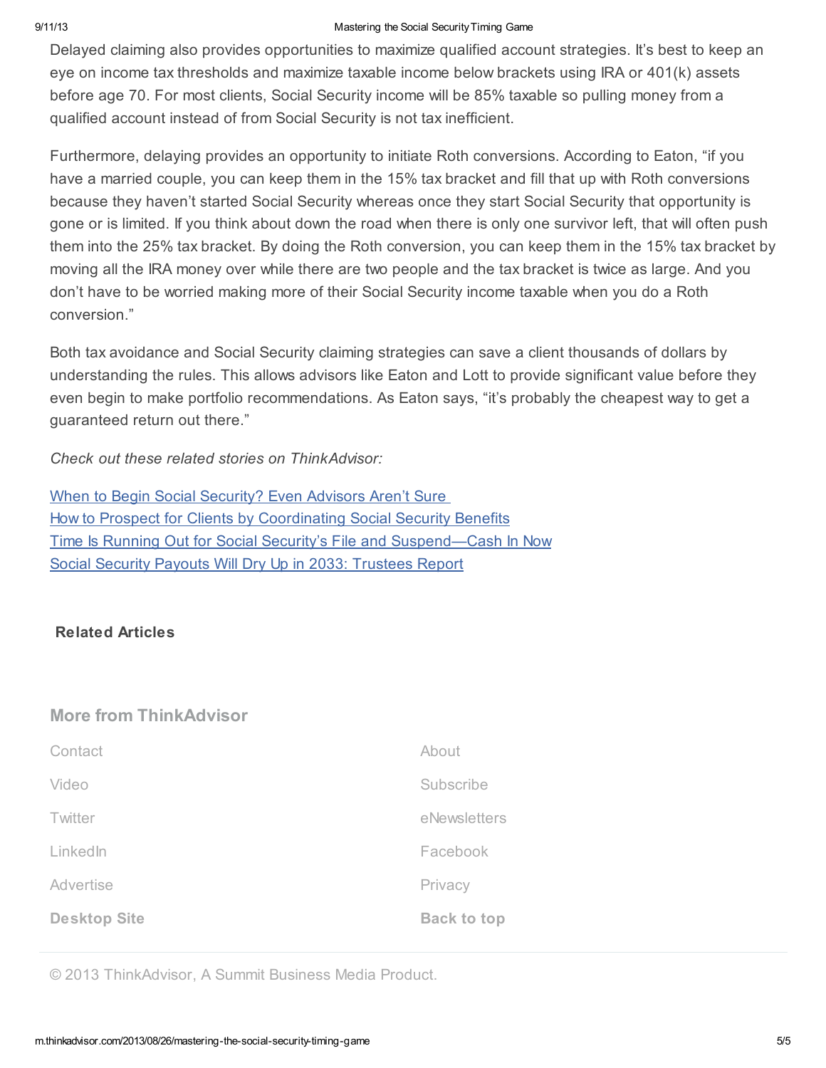Delayed claiming also provides opportunities to maximize qualified account strategies. It's best to keep an eye on income tax thresholds and maximize taxable income below brackets using IRA or 401(k) assets before age 70. For most clients, Social Security income will be 85% taxable so pulling money from a qualified account instead of from Social Security is not tax inefficient.

Furthermore, delaying provides an opportunity to initiate Roth conversions. According to Eaton, "if you have a married couple, you can keep them in the 15% tax bracket and fill that up with Roth conversions because they haven't started Social Security whereas once they start Social Security that opportunity is gone or is limited. If you think about down the road when there is only one survivor left, that will often push them into the 25% tax bracket. By doing the Roth conversion, you can keep them in the 15% tax bracket by moving all the IRA money over while there are two people and the tax bracket is twice as large. And you don't have to be worried making more of their Social Security income taxable when you do a Roth conversion."

Both tax avoidance and Social Security claiming strategies can save a client thousands of dollars by understanding the rules. This allows advisors like Eaton and Lott to provide significant value before they even begin to make portfolio recommendations. As Eaton says, "it's probably the cheapest way to get a guaranteed return out there."

*Check out these related stories on ThinkAdvisor:*

When to Begin Social Security? Even Advisors Aren't Sure
How to Prospect for Clients by Coordinating Social Security Benefits
Time Is Running Out for Social Security's File and Suspend—Cash In Now
Social Security Payouts Will Dry Up in 2033: Trustees Report

**Related Articles**

**More from ThinkAdvisor**

Contact
About
Video
Subscribe
Twitter
eNewsletters
LinkedIn
Facebook
Advertise
Privacy
**Desktop Site**
**Back to top**

© 2013 ThinkAdvisor, A Summit Business Media Product.